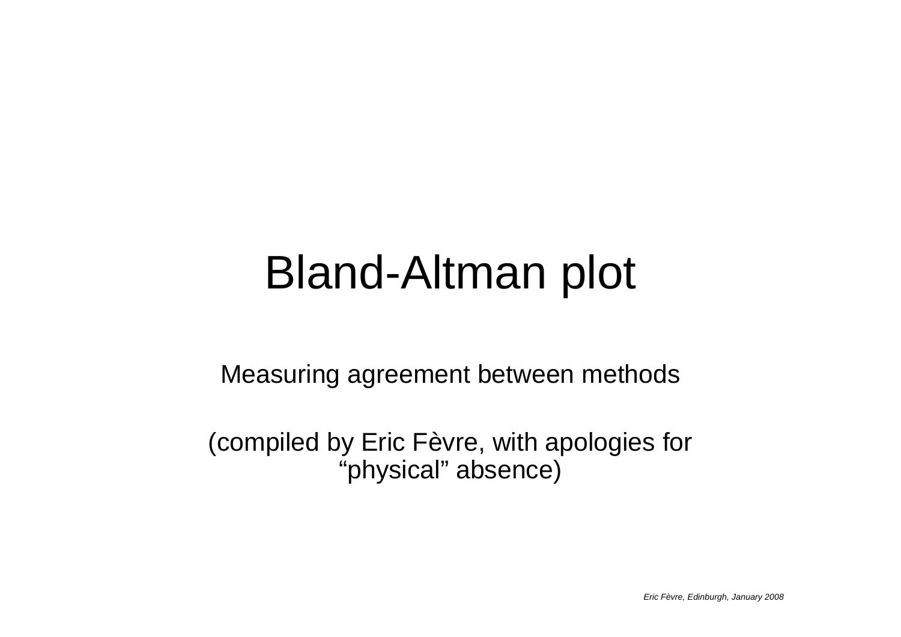# Bland-Altman plot

Measuring agreement between methods

(compiled by Eric Fèvre, with apologies for "physical" absence)

*Eric Fèvre, Edinburgh, January 2008*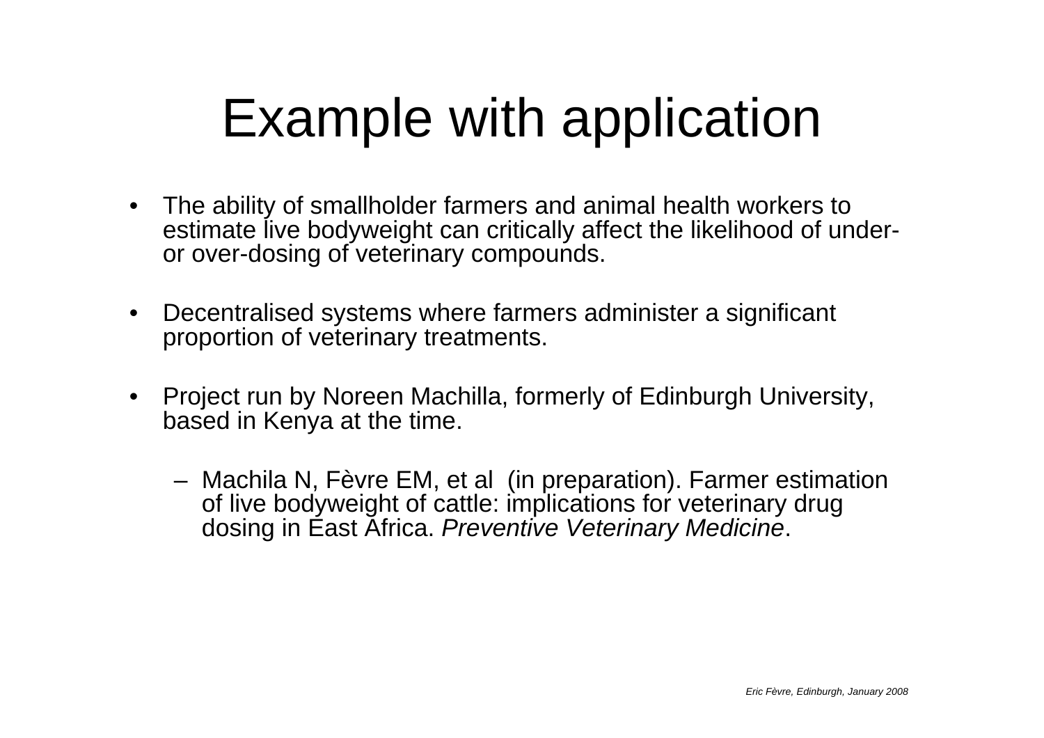# Example with application

- The ability of smallholder farmers and animal health workers to estimate live bodyweight can critically affect the likelihood of under- or over-dosing of veterinary compounds.

- Decentralised systems where farmers administer a significant proportion of veterinary treatments.

- Project run by Noreen Machilla, formerly of Edinburgh University, based in Kenya at the time.

  – Machila N, Fèvre EM, et al  (in preparation). Farmer estimation of live bodyweight of cattle: implications for veterinary drug dosing in East Africa. *Preventive Veterinary Medicine*.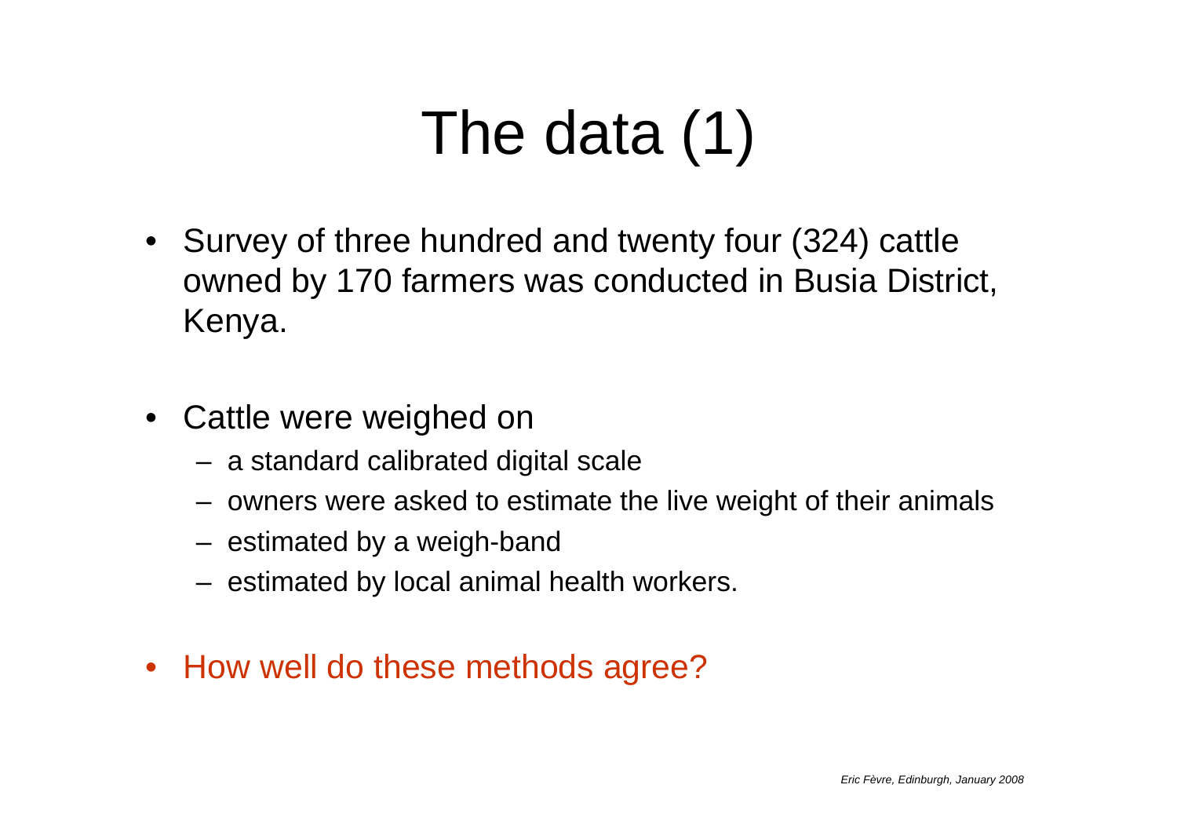# The data (1)

- Survey of three hundred and twenty four (324) cattle owned by 170 farmers was conducted in Busia District, Kenya.
- Cattle were weighed on
  - a standard calibrated digital scale
  - owners were asked to estimate the live weight of their animals
  - estimated by a weigh-band
  - estimated by local animal health workers.
- How well do these methods agree?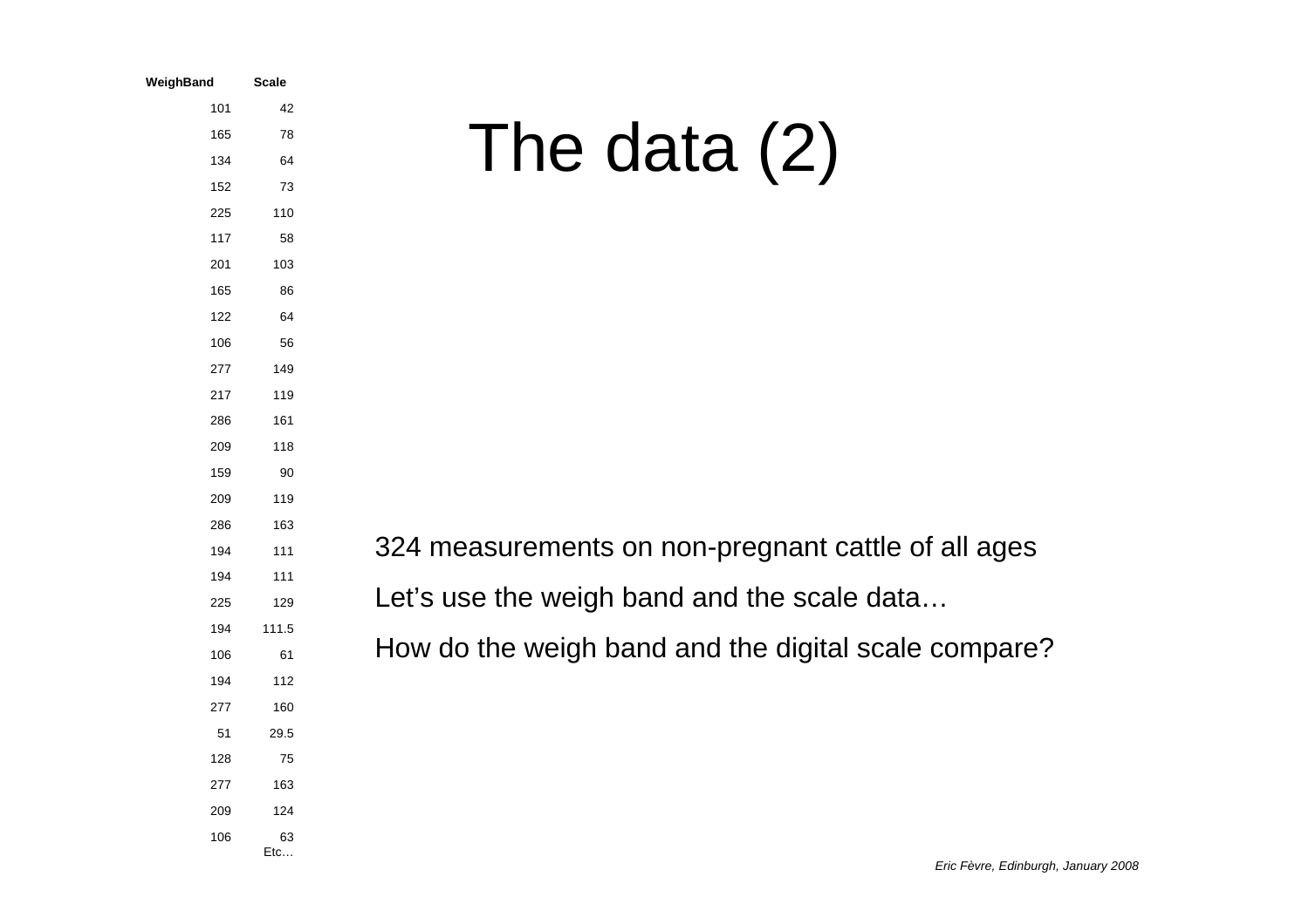# The data (2)

| WeighBand | Scale |
|---|---|
| 101 | 42 |
| 165 | 78 |
| 134 | 64 |
| 152 | 73 |
| 225 | 110 |
| 117 | 58 |
| 201 | 103 |
| 165 | 86 |
| 122 | 64 |
| 106 | 56 |
| 277 | 149 |
| 217 | 119 |
| 286 | 161 |
| 209 | 118 |
| 159 | 90 |
| 209 | 119 |
| 286 | 163 |
| 194 | 111 |
| 194 | 111 |
| 225 | 129 |
| 194 | 111.5 |
| 106 | 61 |
| 194 | 112 |
| 277 | 160 |
| 51 | 29.5 |
| 128 | 75 |
| 277 | 163 |
| 209 | 124 |
| 106 | 63 |
| | Etc… |

324 measurements on non-pregnant cattle of all ages

Let's use the weigh band and the scale data…

How do the weigh band and the digital scale compare?

*Eric Fèvre, Edinburgh, January 2008*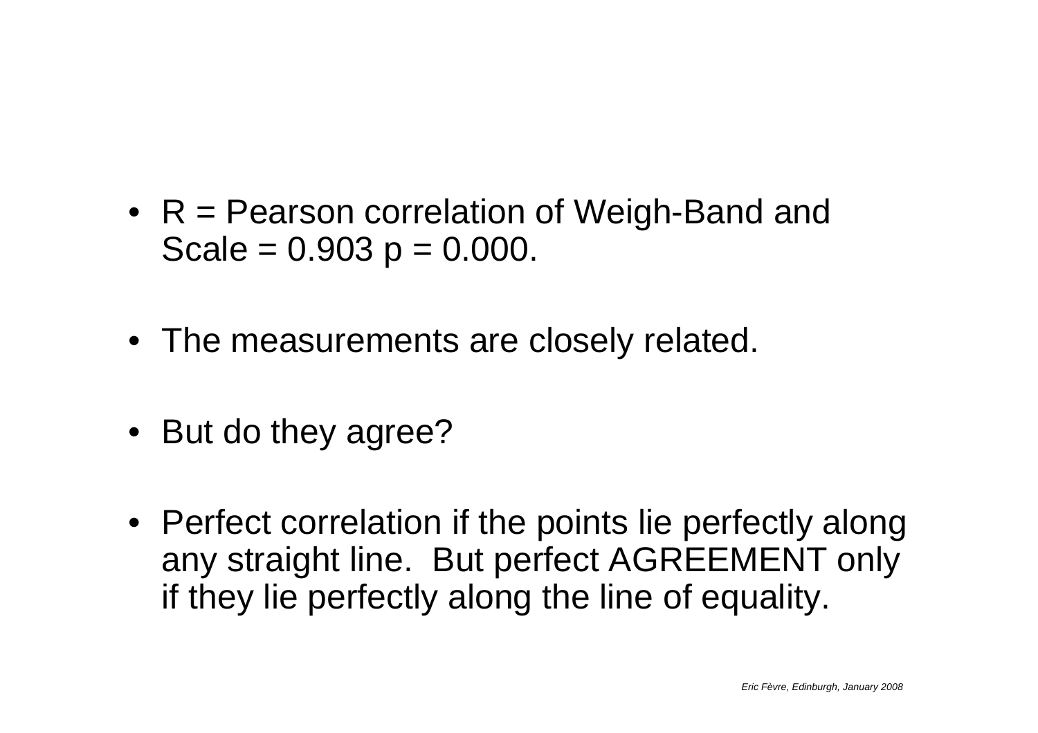- R = Pearson correlation of Weigh-Band and Scale = 0.903 $p = 0.000$.
- The measurements are closely related.
- But do they agree?
- Perfect correlation if the points lie perfectly along any straight line. But perfect AGREEMENT only if they lie perfectly along the line of equality.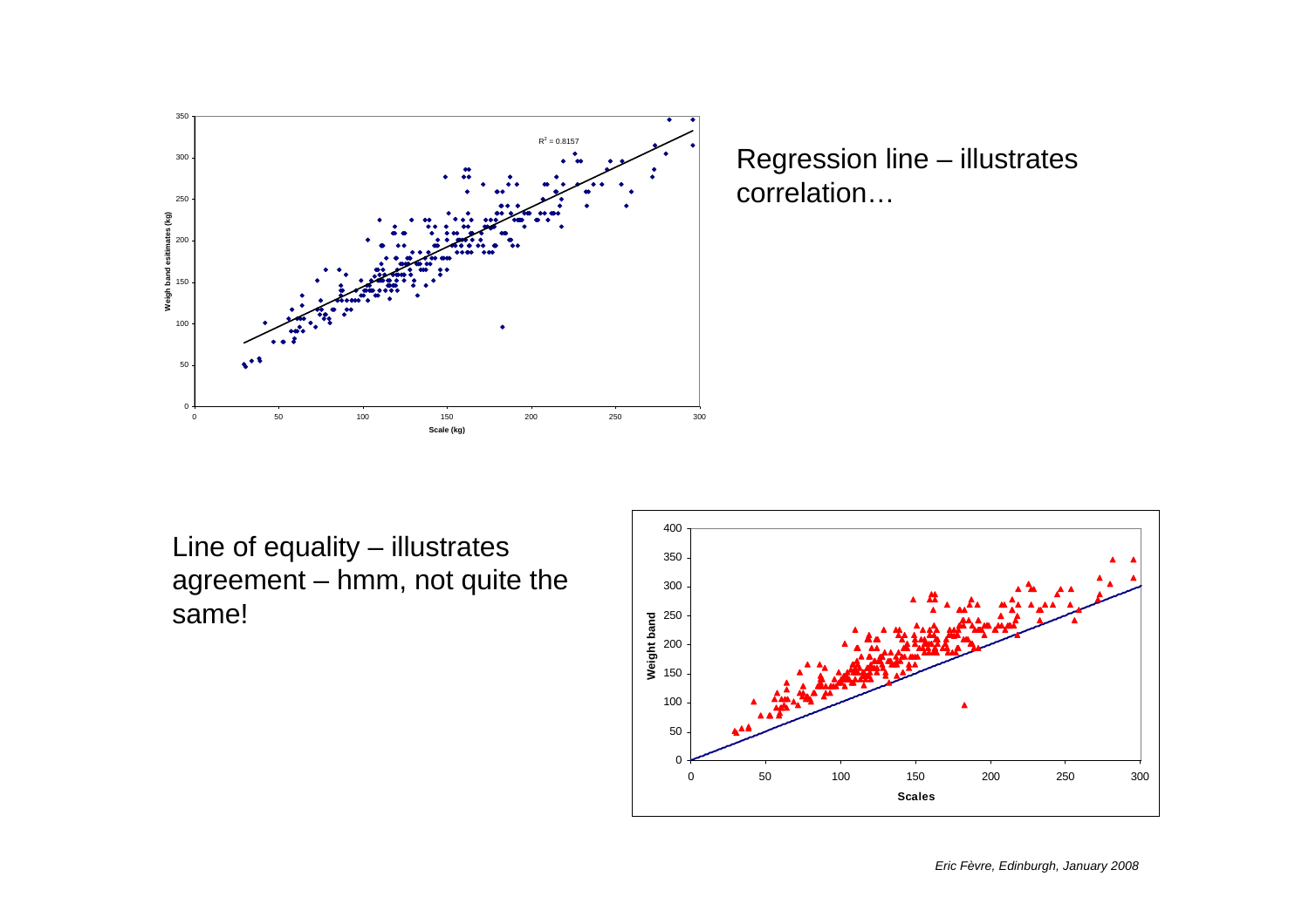Regression line – illustrates correlation…

Line of equality – illustrates agreement – hmm, not quite the same!

*Eric Fèvre, Edinburgh, January 2008*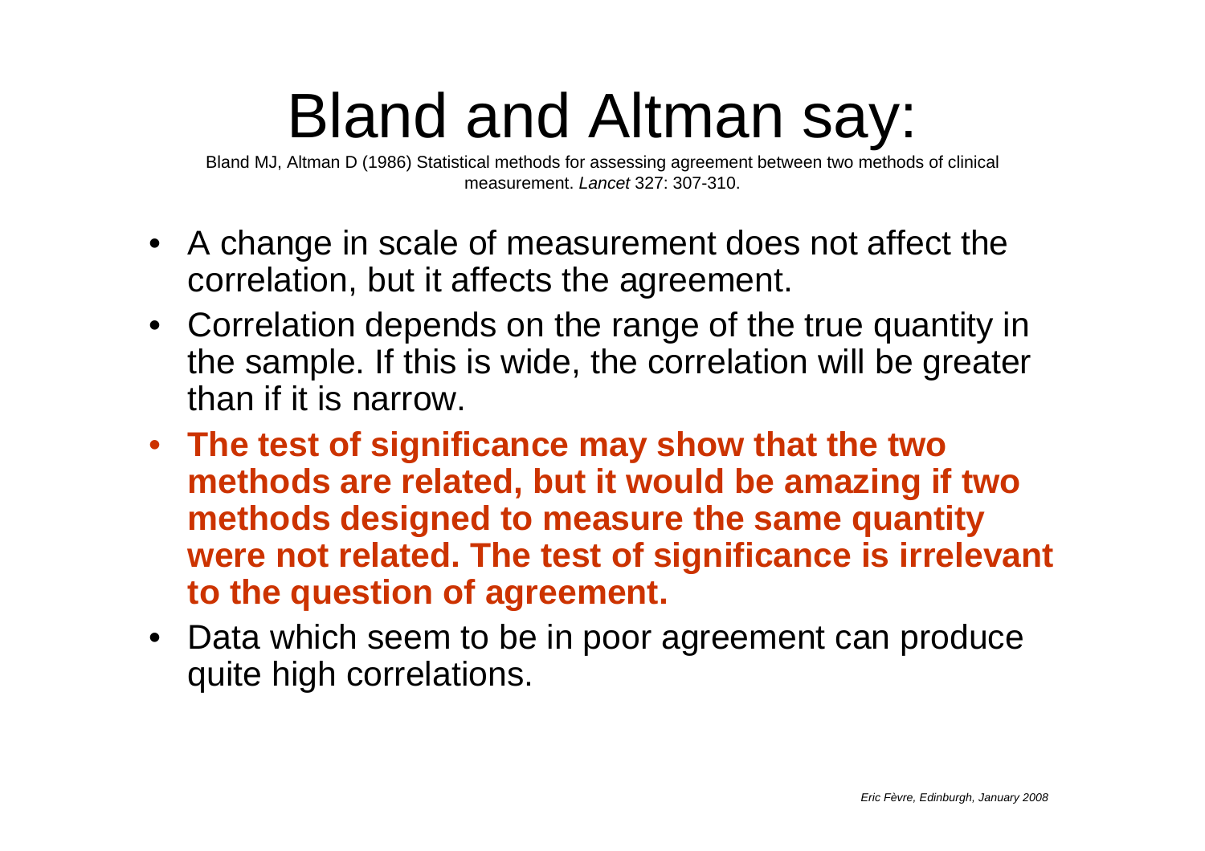# Bland and Altman say:

Bland MJ, Altman D (1986) Statistical methods for assessing agreement between two methods of clinical measurement. *Lancet* 327: 307-310.

- A change in scale of measurement does not affect the correlation, but it affects the agreement.
- Correlation depends on the range of the true quantity in the sample. If this is wide, the correlation will be greater than if it is narrow.
- **The test of significance may show that the two methods are related, but it would be amazing if two methods designed to measure the same quantity were not related. The test of significance is irrelevant to the question of agreement.**
- Data which seem to be in poor agreement can produce quite high correlations.

*Eric Fèvre, Edinburgh, January 2008*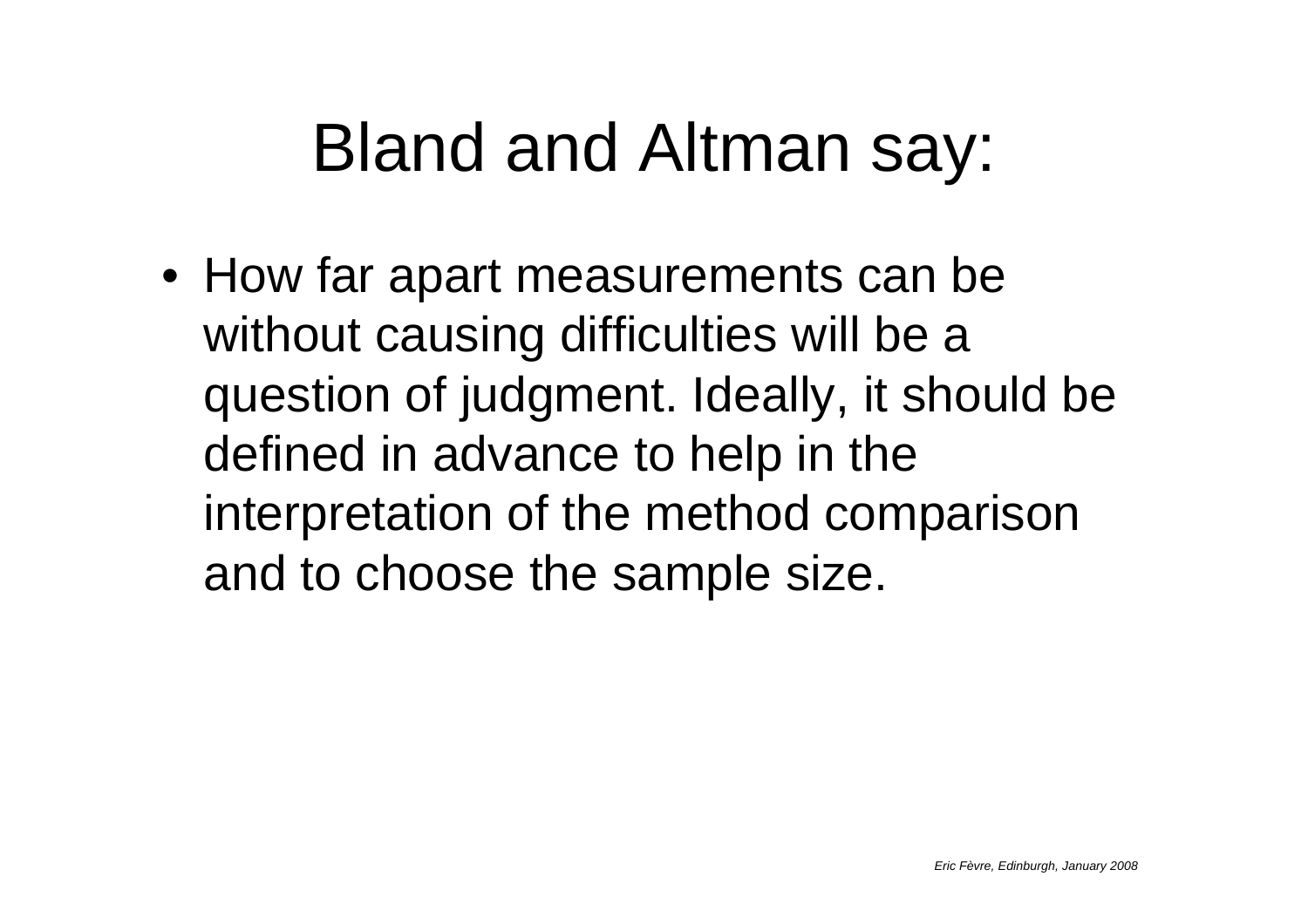# Bland and Altman say:

- How far apart measurements can be without causing difficulties will be a question of judgment. Ideally, it should be defined in advance to help in the interpretation of the method comparison and to choose the sample size.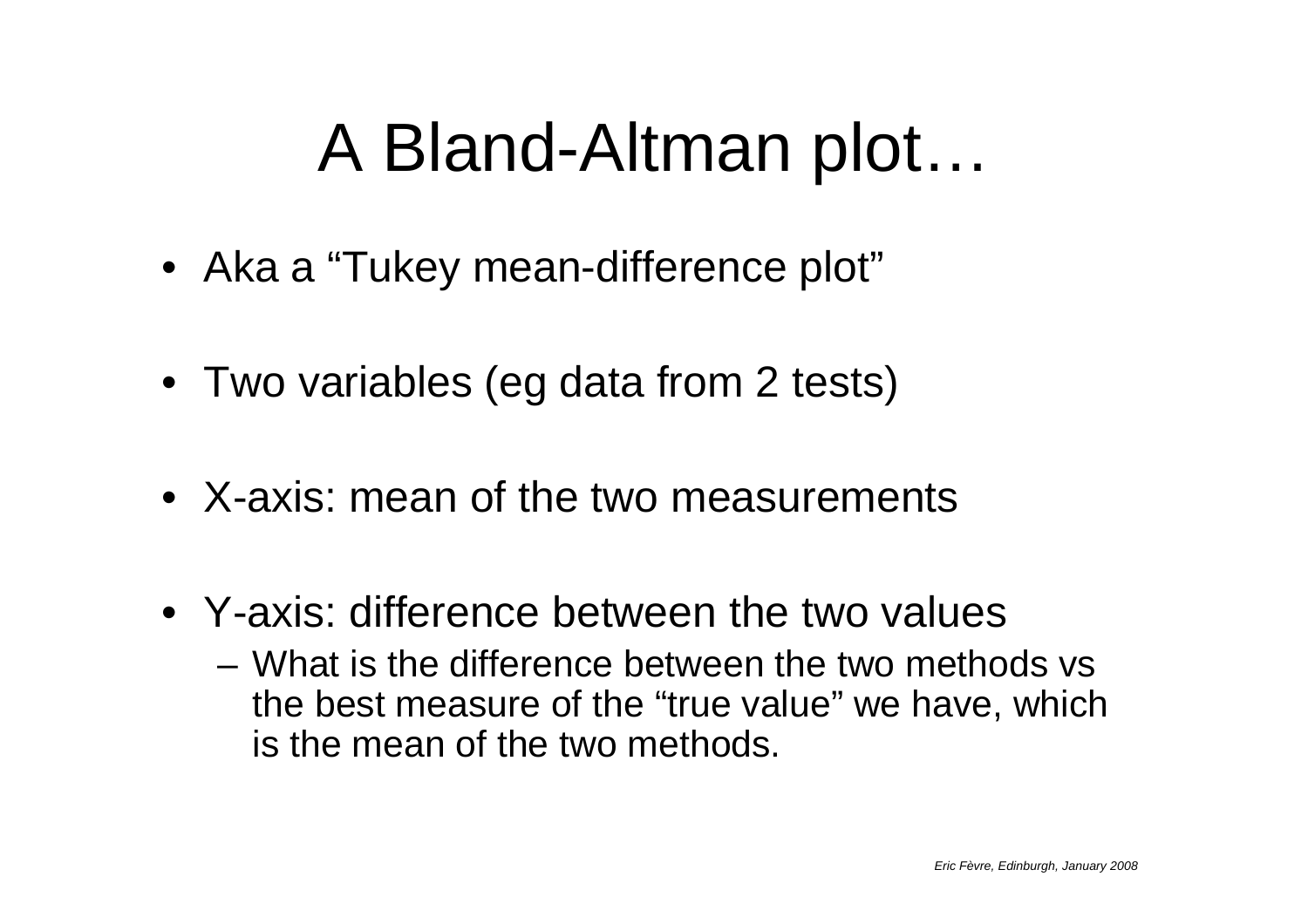# A Bland-Altman plot…

- Aka a "Tukey mean-difference plot"
- Two variables (eg data from 2 tests)
- X-axis: mean of the two measurements
- Y-axis: difference between the two values
  - What is the difference between the two methods vs the best measure of the "true value" we have, which is the mean of the two methods.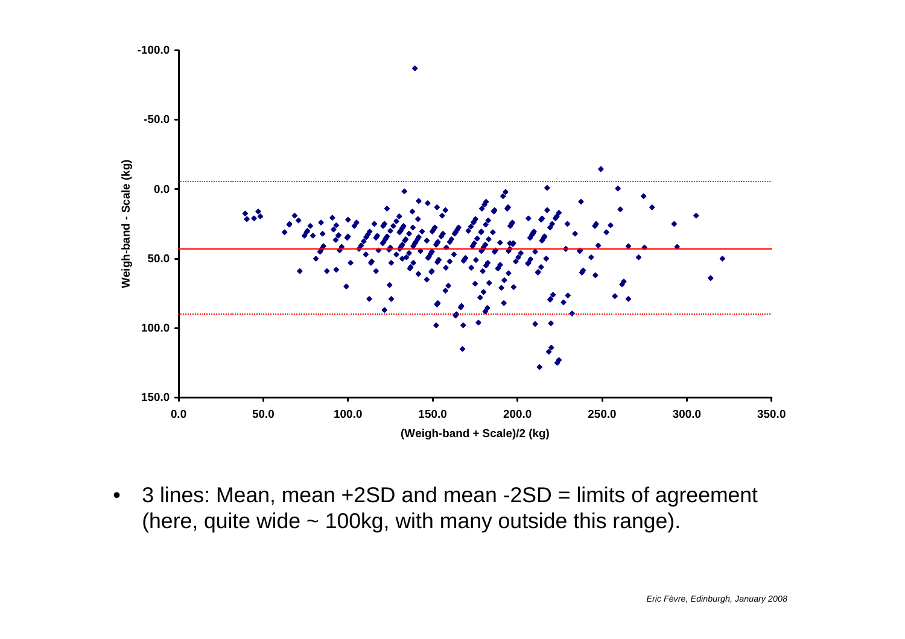- 3 lines: Mean, mean +2SD and mean -2SD = limits of agreement (here, quite wide ~ 100kg, with many outside this range).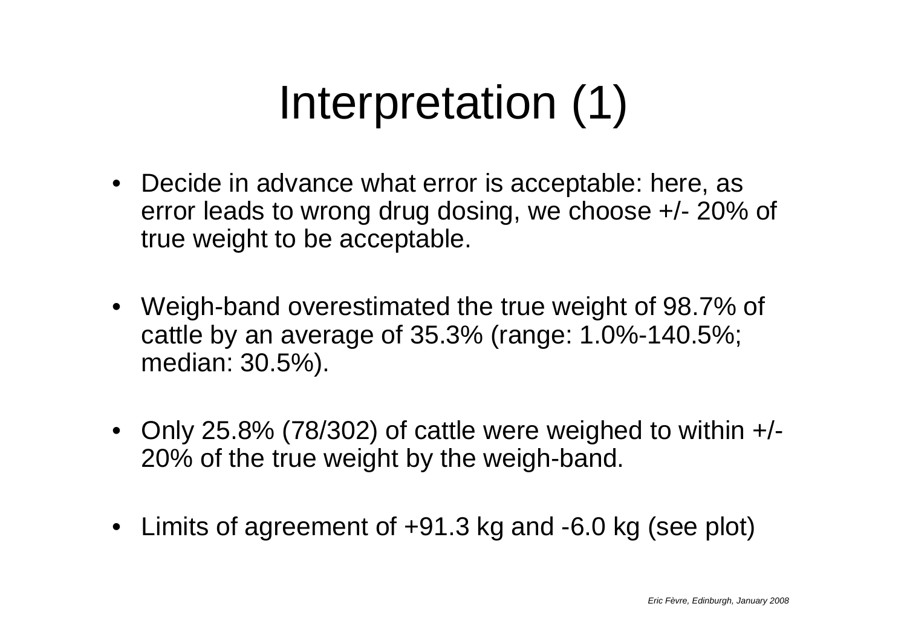# Interpretation (1)

- Decide in advance what error is acceptable: here, as error leads to wrong drug dosing, we choose +/- 20% of true weight to be acceptable.
- Weigh-band overestimated the true weight of 98.7% of cattle by an average of 35.3% (range: 1.0%-140.5%; median: 30.5%).
- Only 25.8% (78/302) of cattle were weighed to within +/- 20% of the true weight by the weigh-band.
- Limits of agreement of +91.3 kg and -6.0 kg (see plot)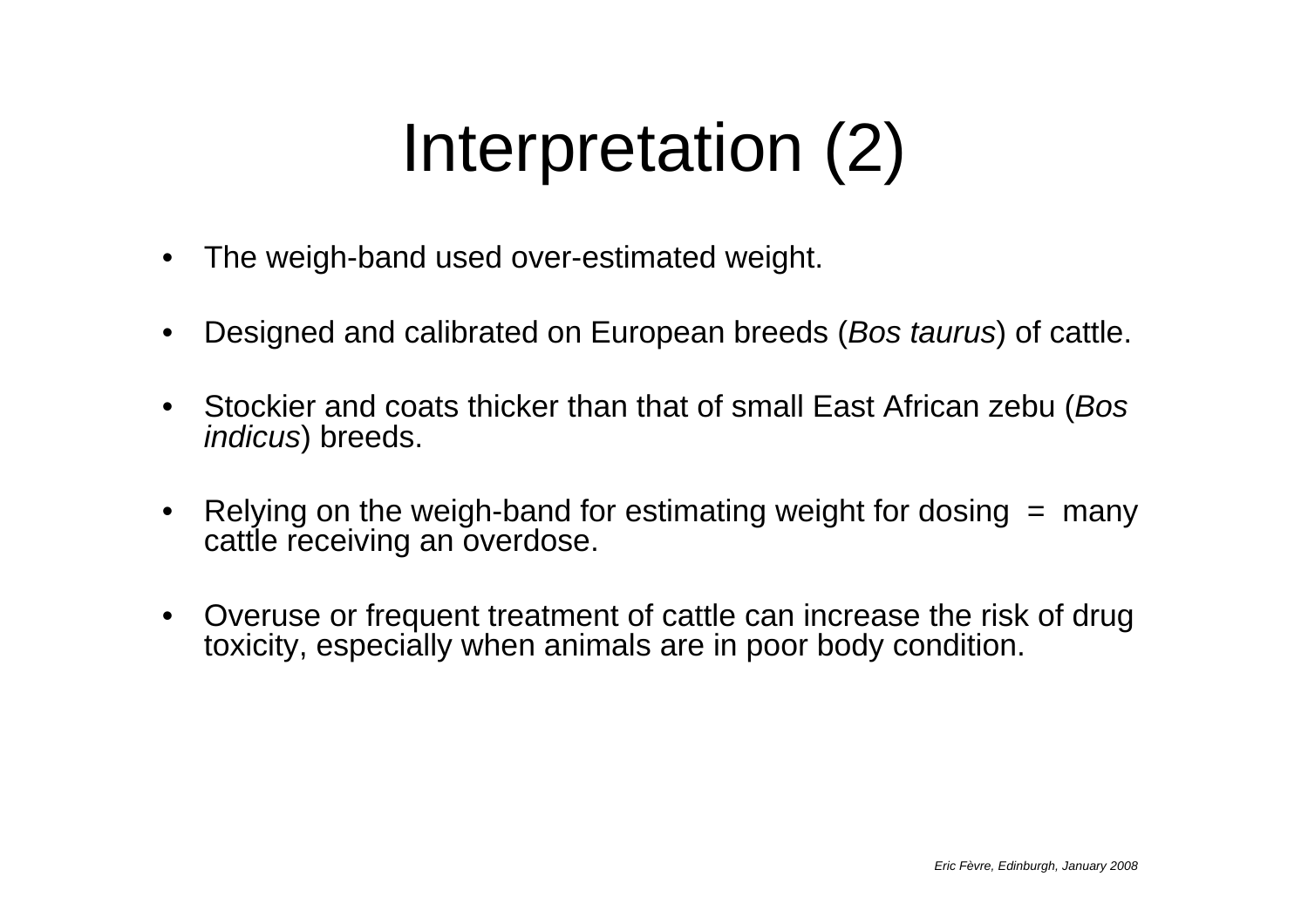# Interpretation (2)

- The weigh-band used over-estimated weight.
- Designed and calibrated on European breeds (*Bos taurus*) of cattle.
- Stockier and coats thicker than that of small East African zebu (*Bos indicus*) breeds.
- Relying on the weigh-band for estimating weight for dosing = many cattle receiving an overdose.
- Overuse or frequent treatment of cattle can increase the risk of drug toxicity, especially when animals are in poor body condition.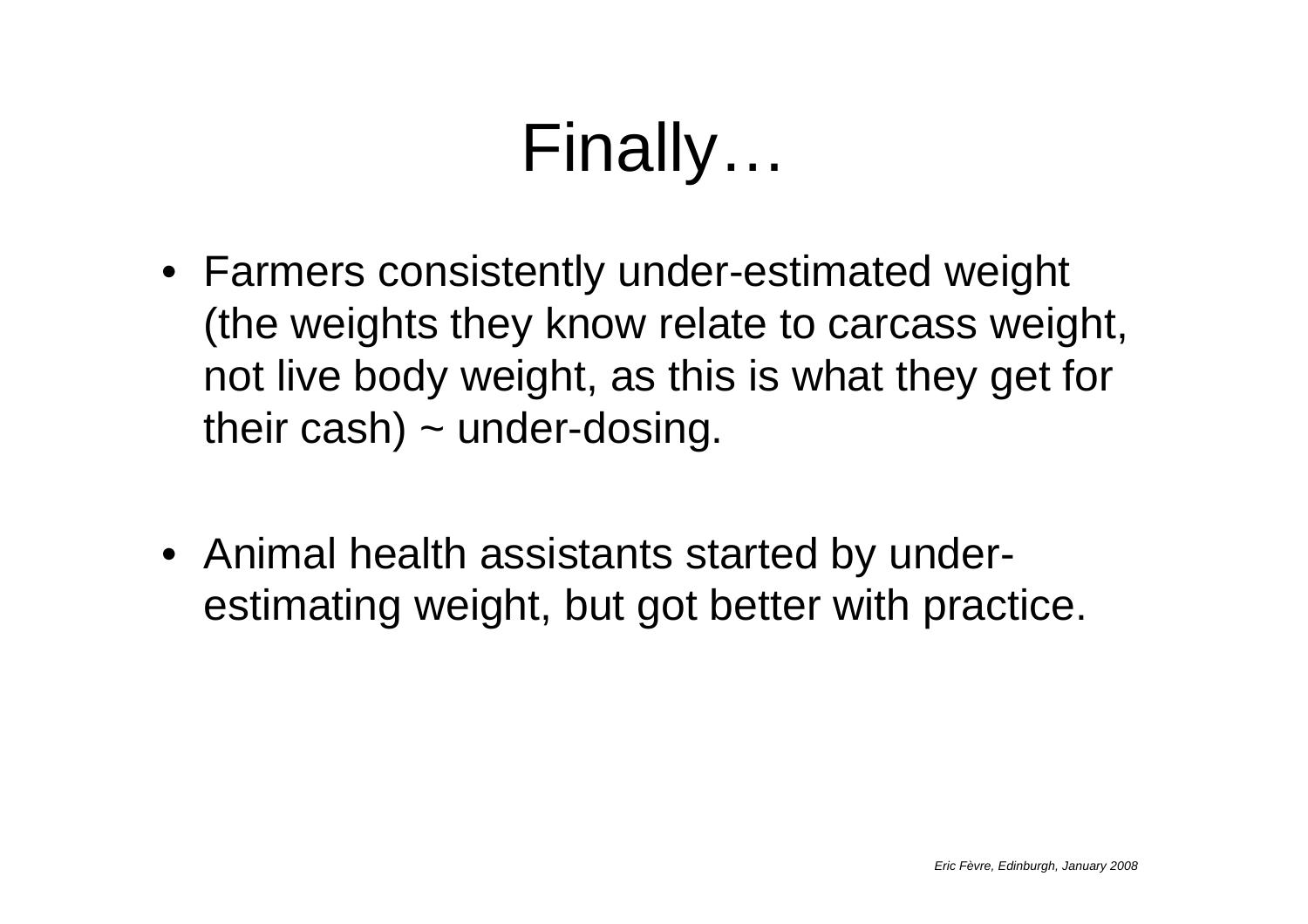# Finally…

- Farmers consistently under-estimated weight (the weights they know relate to carcass weight, not live body weight, as this is what they get for their cash) ~ under-dosing.

- Animal health assistants started by under-estimating weight, but got better with practice.

*Eric Fèvre, Edinburgh, January 2008*